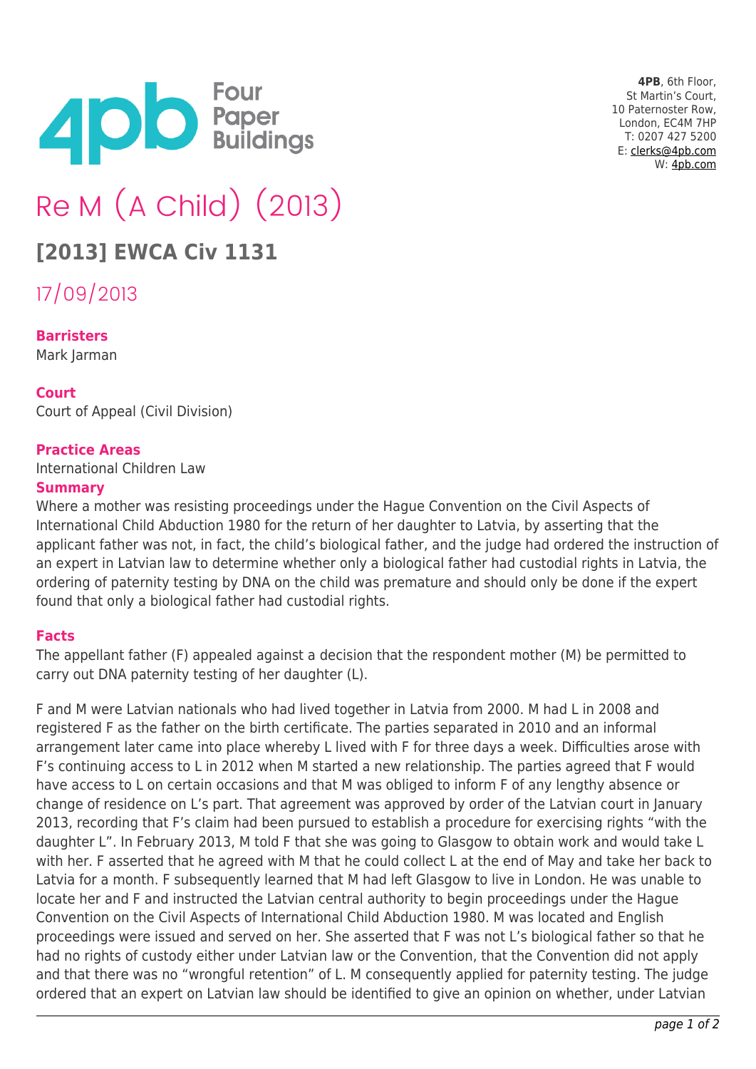4PB, 6th Floor,
St Martin's Court,
10 Paternoster Row,
London, EC4M 7HP
T: 0207 427 5200
E: clerks@4pb.com
W: 4pb.com

# Re M (A Child) (2013)

## [2013] EWCA Civ 1131

17/09/2013

**Barristers**
Mark Jarman

**Court**
Court of Appeal (Civil Division)

**Practice Areas**
International Children Law

**Summary**
Where a mother was resisting proceedings under the Hague Convention on the Civil Aspects of International Child Abduction 1980 for the return of her daughter to Latvia, by asserting that the applicant father was not, in fact, the child's biological father, and the judge had ordered the instruction of an expert in Latvian law to determine whether only a biological father had custodial rights in Latvia, the ordering of paternity testing by DNA on the child was premature and should only be done if the expert found that only a biological father had custodial rights.

**Facts**
The appellant father (F) appealed against a decision that the respondent mother (M) be permitted to carry out DNA paternity testing of her daughter (L).

F and M were Latvian nationals who had lived together in Latvia from 2000. M had L in 2008 and registered F as the father on the birth certificate. The parties separated in 2010 and an informal arrangement later came into place whereby L lived with F for three days a week. Difficulties arose with F's continuing access to L in 2012 when M started a new relationship. The parties agreed that F would have access to L on certain occasions and that M was obliged to inform F of any lengthy absence or change of residence on L's part. That agreement was approved by order of the Latvian court in January 2013, recording that F's claim had been pursued to establish a procedure for exercising rights "with the daughter L". In February 2013, M told F that she was going to Glasgow to obtain work and would take L with her. F asserted that he agreed with M that he could collect L at the end of May and take her back to Latvia for a month. F subsequently learned that M had left Glasgow to live in London. He was unable to locate her and F instructed the Latvian central authority to begin proceedings under the Hague Convention on the Civil Aspects of International Child Abduction 1980. M was located and English proceedings were issued and served on her. She asserted that F was not L's biological father so that he had no rights of custody either under Latvian law or the Convention, that the Convention did not apply and that there was no "wrongful retention" of L. M consequently applied for paternity testing. The judge ordered that an expert on Latvian law should be identified to give an opinion on whether, under Latvian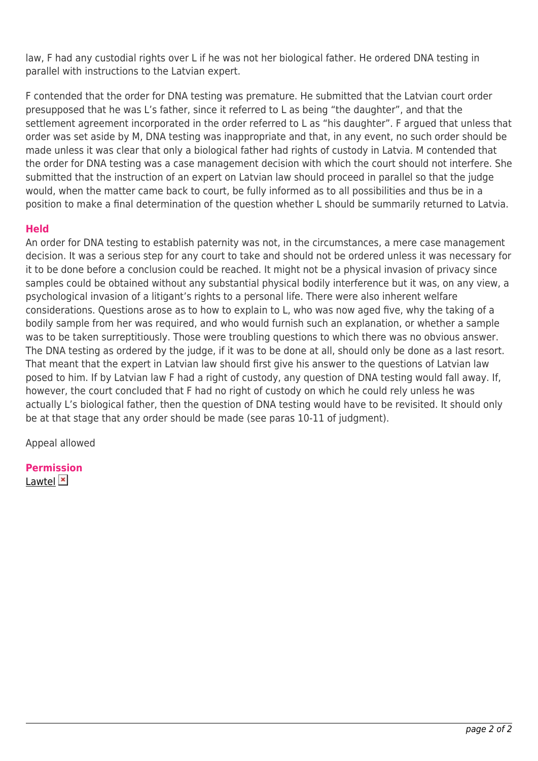law, F had any custodial rights over L if he was not her biological father. He ordered DNA testing in parallel with instructions to the Latvian expert.

F contended that the order for DNA testing was premature. He submitted that the Latvian court order presupposed that he was L's father, since it referred to L as being "the daughter", and that the settlement agreement incorporated in the order referred to L as "his daughter". F argued that unless that order was set aside by M, DNA testing was inappropriate and that, in any event, no such order should be made unless it was clear that only a biological father had rights of custody in Latvia. M contended that the order for DNA testing was a case management decision with which the court should not interfere. She submitted that the instruction of an expert on Latvian law should proceed in parallel so that the judge would, when the matter came back to court, be fully informed as to all possibilities and thus be in a position to make a final determination of the question whether L should be summarily returned to Latvia.

**Held**

An order for DNA testing to establish paternity was not, in the circumstances, a mere case management decision. It was a serious step for any court to take and should not be ordered unless it was necessary for it to be done before a conclusion could be reached. It might not be a physical invasion of privacy since samples could be obtained without any substantial physical bodily interference but it was, on any view, a psychological invasion of a litigant's rights to a personal life. There were also inherent welfare considerations. Questions arose as to how to explain to L, who was now aged five, why the taking of a bodily sample from her was required, and who would furnish such an explanation, or whether a sample was to be taken surreptitiously. Those were troubling questions to which there was no obvious answer. The DNA testing as ordered by the judge, if it was to be done at all, should only be done as a last resort. That meant that the expert in Latvian law should first give his answer to the questions of Latvian law posed to him. If by Latvian law F had a right of custody, any question of DNA testing would fall away. If, however, the court concluded that F had no right of custody on which he could rely unless he was actually L's biological father, then the question of DNA testing would have to be revisited. It should only be at that stage that any order should be made (see paras 10-11 of judgment).

Appeal allowed

**Permission**

Lawtel